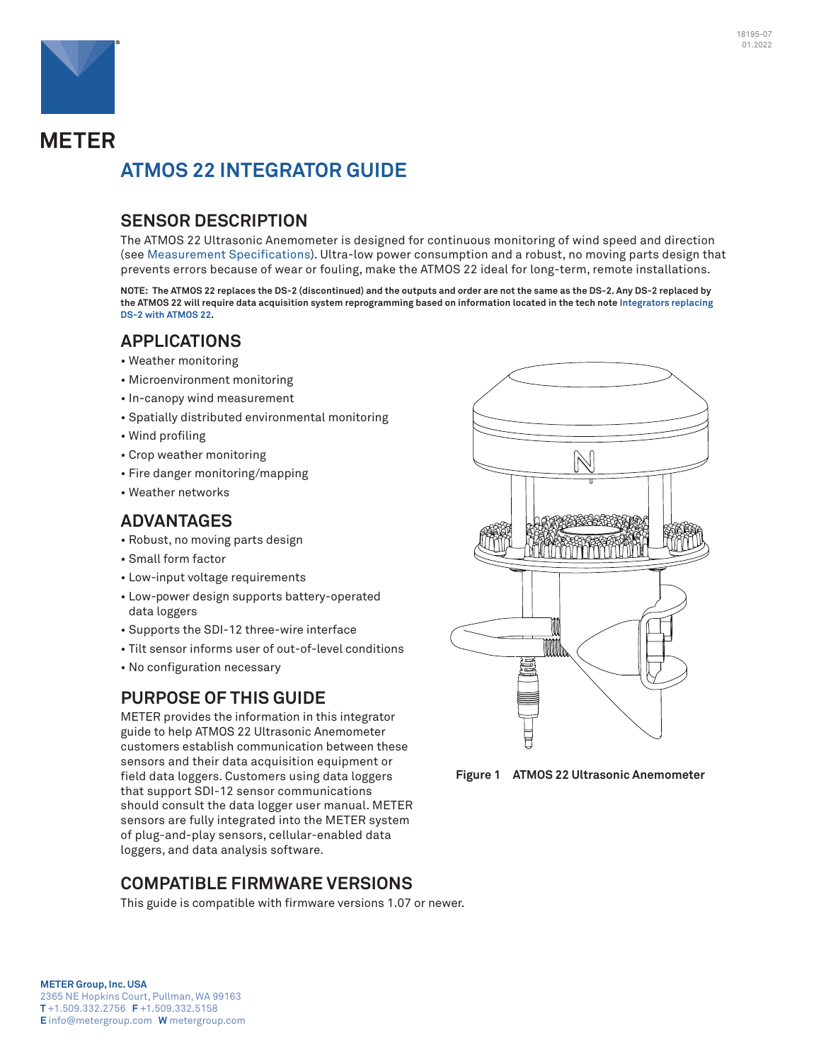# METER

# ATMOS 22 INTEGRATOR GUIDE

## SENSOR DESCRIPTION

The ATMOS 22 Ultrasonic Anemometer is designed for continuous monitoring of wind speed and direction (see Measurement Specifications). Ultra-low power consumption and a robust, no moving parts design that prevents errors because of wear or fouling, make the ATMOS 22 ideal for long-term, remote installations.

**NOTE: The ATMOS 22 replaces the DS-2 (discontinued) and the outputs and order are not the same as the DS-2. Any DS-2 replaced by the ATMOS 22 will require data acquisition system reprogramming based on information located in the tech note Integrators replacing DS-2 with ATMOS 22.**

## APPLICATIONS

- Weather monitoring
- Microenvironment monitoring
- In-canopy wind measurement
- Spatially distributed environmental monitoring
- Wind profiling
- Crop weather monitoring
- Fire danger monitoring/mapping
- Weather networks

## ADVANTAGES

- Robust, no moving parts design
- Small form factor
- Low-input voltage requirements
- Low-power design supports battery-operated data loggers
- Supports the SDI-12 three-wire interface
- Tilt sensor informs user of out-of-level conditions
- No configuration necessary

## PURPOSE OF THIS GUIDE

METER provides the information in this integrator guide to help ATMOS 22 Ultrasonic Anemometer customers establish communication between these sensors and their data acquisition equipment or field data loggers. Customers using data loggers that support SDI-12 sensor communications should consult the data logger user manual. METER sensors are fully integrated into the METER system of plug-and-play sensors, cellular-enabled data loggers, and data analysis software.

**Figure 1 ATMOS 22 Ultrasonic Anemometer**

## COMPATIBLE FIRMWARE VERSIONS

This guide is compatible with firmware versions 1.07 or newer.

**METER Group, Inc. USA**
2365 NE Hopkins Court, Pullman, WA 99163
**T** +1.509.332.2756 **F** +1.509.332.5158
**E** info@metergroup.com **W** metergroup.com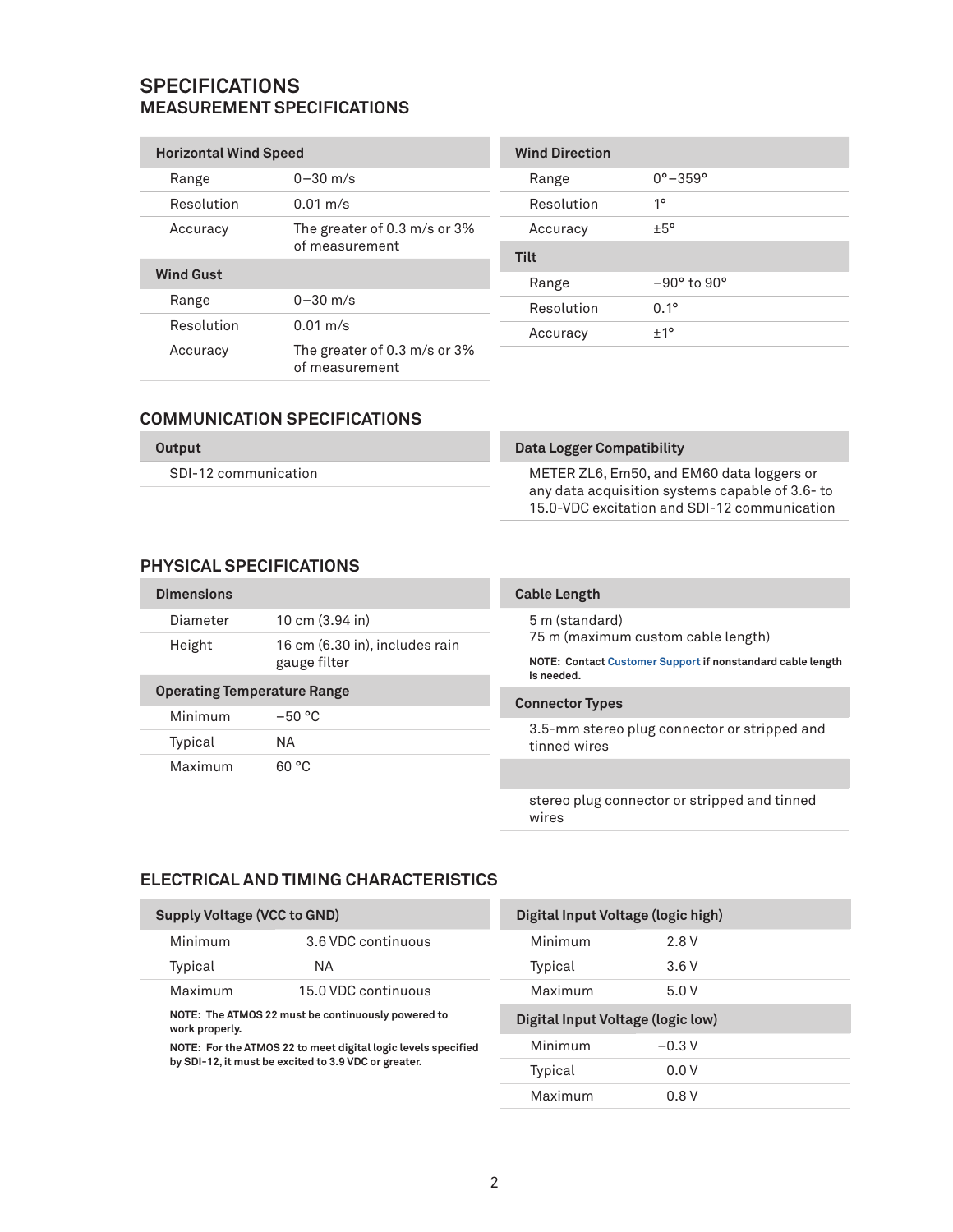# SPECIFICATIONS

## MEASUREMENT SPECIFICATIONS

| Horizontal Wind Speed | |
|---|---|
| Range | 0–30 m/s |
| Resolution | 0.01 m/s |
| Accuracy | The greater of 0.3 m/s or 3% of measurement |

| Wind Gust | |
|---|---|
| Range | 0–30 m/s |
| Resolution | 0.01 m/s |
| Accuracy | The greater of 0.3 m/s or 3% of measurement |

| Wind Direction | |
|---|---|
| Range | 0°–359° |
| Resolution | 1° |
| Accuracy | ±5° |

| Tilt | |
|---|---|
| Range | −90° to 90° |
| Resolution | 0.1° |
| Accuracy | ±1° |

## COMMUNICATION SPECIFICATIONS

**Output**

SDI-12 communication

**Data Logger Compatibility**

METER ZL6, Em50, and EM60 data loggers or any data acquisition systems capable of 3.6- to 15.0-VDC excitation and SDI-12 communication

## PHYSICAL SPECIFICATIONS

| Dimensions | |
|---|---|
| Diameter | 10 cm (3.94 in) |
| Height | 16 cm (6.30 in), includes rain gauge filter |

| Operating Temperature Range | |
|---|---|
| Minimum | −50 °C |
| Typical | NA |
| Maximum | 60 °C |

**Cable Length**

5 m (standard)
75 m (maximum custom cable length)

**NOTE: Contact Customer Support if nonstandard cable length is needed.**

**Connector Types**

3.5-mm stereo plug connector or stripped and tinned wires

stereo plug connector or stripped and tinned wires

## ELECTRICAL AND TIMING CHARACTERISTICS

| Supply Voltage (VCC to GND) | |
|---|---|
| Minimum | 3.6 VDC continuous |
| Typical | NA |
| Maximum | 15.0 VDC continuous |

**NOTE: The ATMOS 22 must be continuously powered to work properly.**

**NOTE: For the ATMOS 22 to meet digital logic levels specified by SDI-12, it must be excited to 3.9 VDC or greater.**

| Digital Input Voltage (logic high) | |
|---|---|
| Minimum | 2.8 V |
| Typical | 3.6 V |
| Maximum | 5.0 V |

| Digital Input Voltage (logic low) | |
|---|---|
| Minimum | −0.3 V |
| Typical | 0.0 V |
| Maximum | 0.8 V |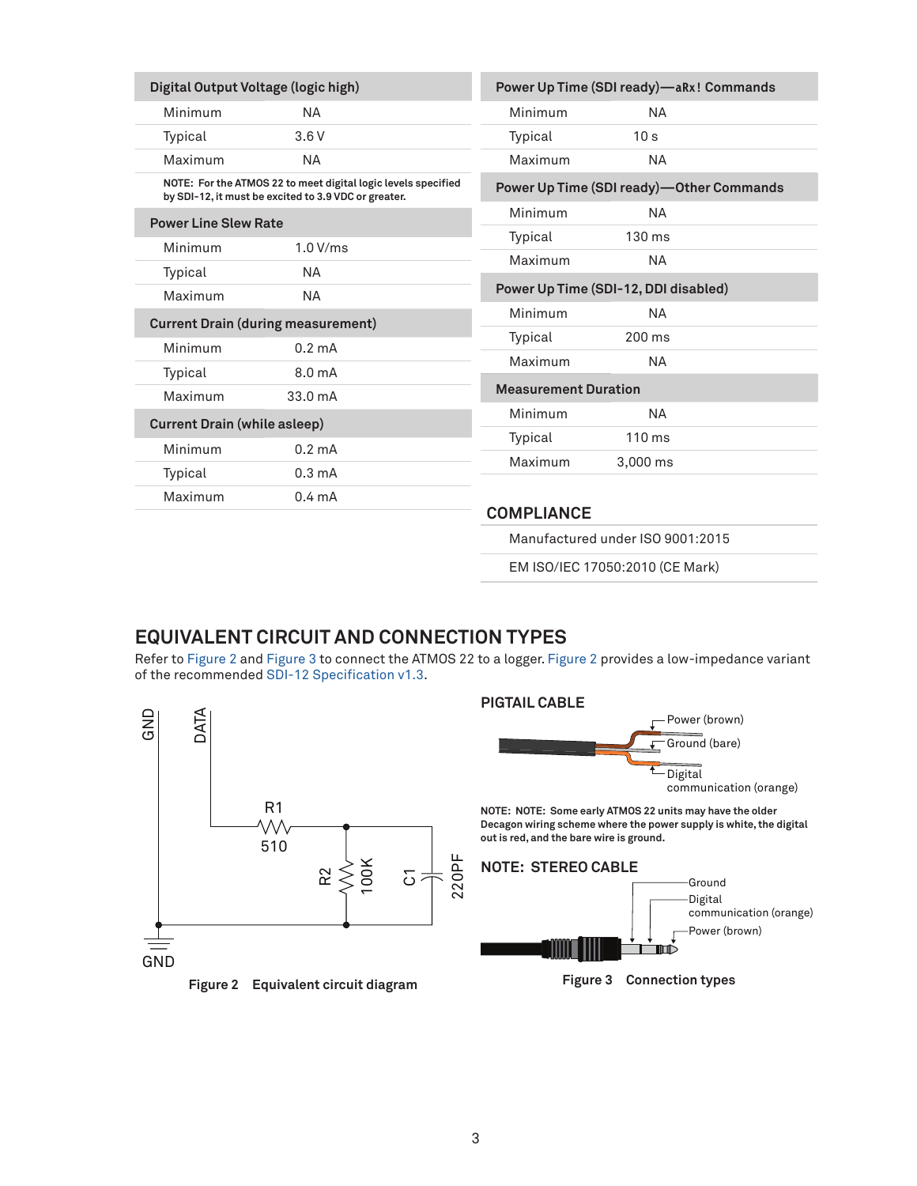| Digital Output Voltage (logic high) | |
|---|---|
| Minimum | NA |
| Typical | 3.6 V |
| Maximum | NA |

**NOTE: For the ATMOS 22 to meet digital logic levels specified by SDI-12, it must be excited to 3.9 VDC or greater.**

| Power Line Slew Rate | |
|---|---|
| Minimum | 1.0 V/ms |
| Typical | NA |
| Maximum | NA |

| Current Drain (during measurement) | |
|---|---|
| Minimum | 0.2 mA |
| Typical | 8.0 mA |
| Maximum | 33.0 mA |

| Current Drain (while asleep) | |
|---|---|
| Minimum | 0.2 mA |
| Typical | 0.3 mA |
| Maximum | 0.4 mA |

| Power Up Time (SDI ready)—aRx! Commands | |
|---|---|
| Minimum | NA |
| Typical | 10 s |
| Maximum | NA |

| Power Up Time (SDI ready)—Other Commands | |
|---|---|
| Minimum | NA |
| Typical | 130 ms |
| Maximum | NA |

| Power Up Time (SDI-12, DDI disabled) | |
|---|---|
| Minimum | NA |
| Typical | 200 ms |
| Maximum | NA |

| Measurement Duration | |
|---|---|
| Minimum | NA |
| Typical | 110 ms |
| Maximum | 3,000 ms |

## COMPLIANCE

Manufactured under ISO 9001:2015

EM ISO/IEC 17050:2010 (CE Mark)

## EQUIVALENT CIRCUIT AND CONNECTION TYPES

Refer to Figure 2 and Figure 3 to connect the ATMOS 22 to a logger. Figure 2 provides a low-impedance variant of the recommended SDI-12 Specification v1.3.

GND DATA R1 510 R2 100K C1 220PF GND

**Figure 2 Equivalent circuit diagram**

### PIGTAIL CABLE

Power (brown)
Ground (bare)
Digital communication (orange)

**NOTE: NOTE: Some early ATMOS 22 units may have the older Decagon wiring scheme where the power supply is white, the digital out is red, and the bare wire is ground.**

### NOTE: STEREO CABLE

Ground
Digital communication (orange)
Power (brown)

**Figure 3 Connection types**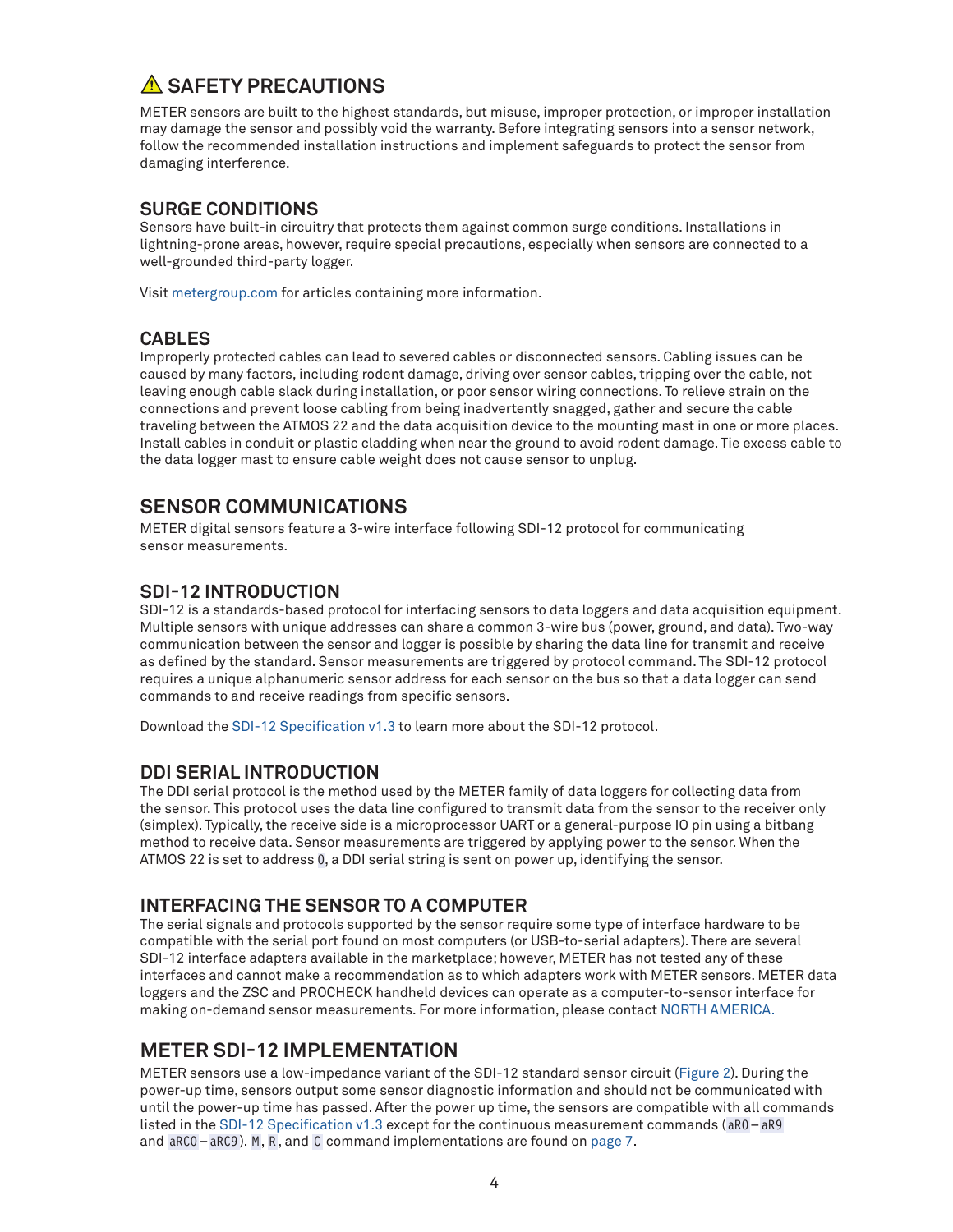# ⚠ SAFETY PRECAUTIONS

METER sensors are built to the highest standards, but misuse, improper protection, or improper installation may damage the sensor and possibly void the warranty. Before integrating sensors into a sensor network, follow the recommended installation instructions and implement safeguards to protect the sensor from damaging interference.

### SURGE CONDITIONS

Sensors have built-in circuitry that protects them against common surge conditions. Installations in lightning-prone areas, however, require special precautions, especially when sensors are connected to a well-grounded third-party logger.

Visit metergroup.com for articles containing more information.

### CABLES

Improperly protected cables can lead to severed cables or disconnected sensors. Cabling issues can be caused by many factors, including rodent damage, driving over sensor cables, tripping over the cable, not leaving enough cable slack during installation, or poor sensor wiring connections. To relieve strain on the connections and prevent loose cabling from being inadvertently snagged, gather and secure the cable traveling between the ATMOS 22 and the data acquisition device to the mounting mast in one or more places. Install cables in conduit or plastic cladding when near the ground to avoid rodent damage. Tie excess cable to the data logger mast to ensure cable weight does not cause sensor to unplug.

## SENSOR COMMUNICATIONS

METER digital sensors feature a 3-wire interface following SDI-12 protocol for communicating sensor measurements.

### SDI-12 INTRODUCTION

SDI-12 is a standards-based protocol for interfacing sensors to data loggers and data acquisition equipment. Multiple sensors with unique addresses can share a common 3-wire bus (power, ground, and data). Two-way communication between the sensor and logger is possible by sharing the data line for transmit and receive as defined by the standard. Sensor measurements are triggered by protocol command. The SDI-12 protocol requires a unique alphanumeric sensor address for each sensor on the bus so that a data logger can send commands to and receive readings from specific sensors.

Download the SDI-12 Specification v1.3 to learn more about the SDI-12 protocol.

### DDI SERIAL INTRODUCTION

The DDI serial protocol is the method used by the METER family of data loggers for collecting data from the sensor. This protocol uses the data line configured to transmit data from the sensor to the receiver only (simplex). Typically, the receive side is a microprocessor UART or a general-purpose IO pin using a bitbang method to receive data. Sensor measurements are triggered by applying power to the sensor. When the ATMOS 22 is set to address `0`, a DDI serial string is sent on power up, identifying the sensor.

### INTERFACING THE SENSOR TO A COMPUTER

The serial signals and protocols supported by the sensor require some type of interface hardware to be compatible with the serial port found on most computers (or USB-to-serial adapters). There are several SDI-12 interface adapters available in the marketplace; however, METER has not tested any of these interfaces and cannot make a recommendation as to which adapters work with METER sensors. METER data loggers and the ZSC and PROCHECK handheld devices can operate as a computer-to-sensor interface for making on-demand sensor measurements. For more information, please contact NORTH AMERICA.

## METER SDI-12 IMPLEMENTATION

METER sensors use a low-impedance variant of the SDI-12 standard sensor circuit (Figure 2). During the power-up time, sensors output some sensor diagnostic information and should not be communicated with until the power-up time has passed. After the power up time, the sensors are compatible with all commands listed in the SDI-12 Specification v1.3 except for the continuous measurement commands (`aR0` – `aR9` and `aRC0` – `aRC9`). `M`, `R`, and `C` command implementations are found on page 7.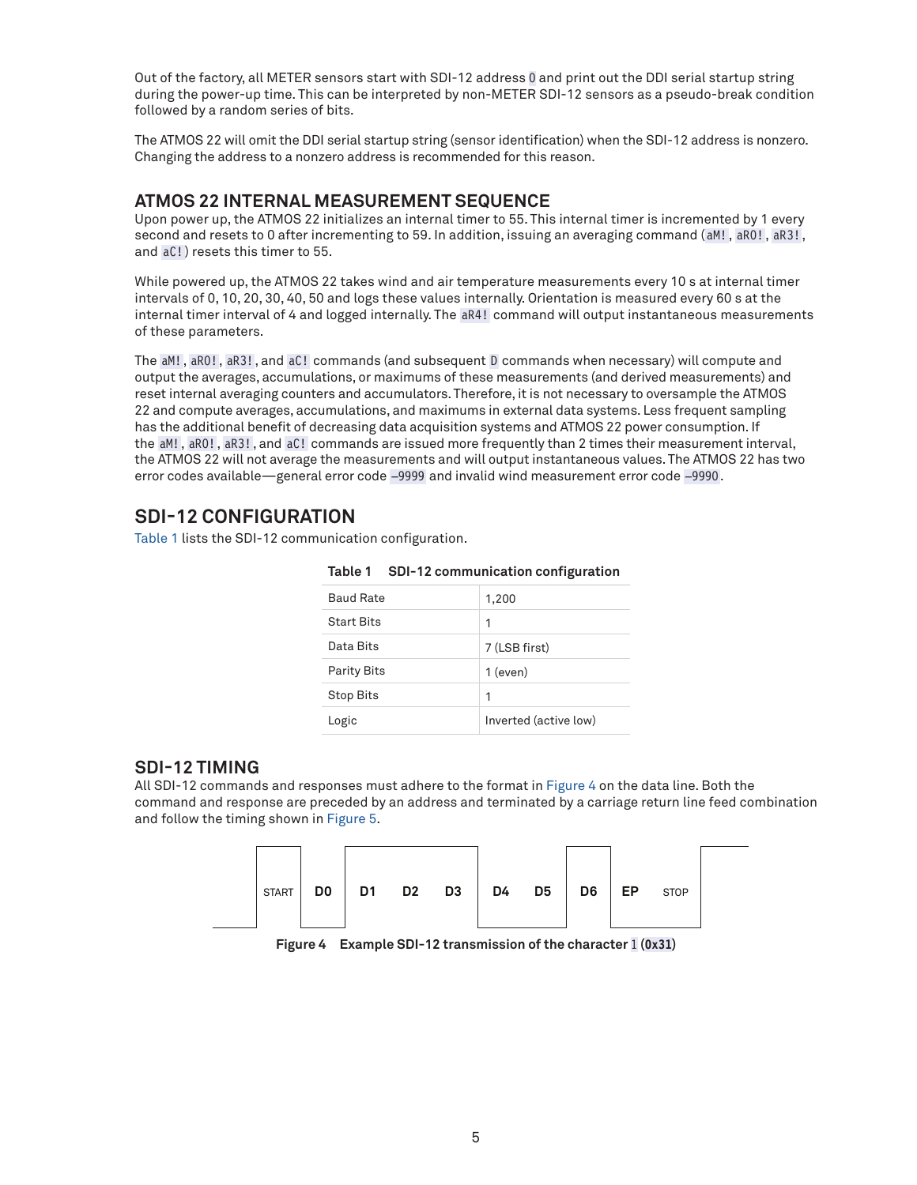Out of the factory, all METER sensors start with SDI-12 address `0` and print out the DDI serial startup string during the power-up time. This can be interpreted by non-METER SDI-12 sensors as a pseudo-break condition followed by a random series of bits.

The ATMOS 22 will omit the DDI serial startup string (sensor identification) when the SDI-12 address is nonzero. Changing the address to a nonzero address is recommended for this reason.

## ATMOS 22 INTERNAL MEASUREMENT SEQUENCE

Upon power up, the ATMOS 22 initializes an internal timer to 55. This internal timer is incremented by 1 every second and resets to 0 after incrementing to 59. In addition, issuing an averaging command (`aM!`, `aR0!`, `aR3!`, and `aC!`) resets this timer to 55.

While powered up, the ATMOS 22 takes wind and air temperature measurements every 10 s at internal timer intervals of 0, 10, 20, 30, 40, 50 and logs these values internally. Orientation is measured every 60 s at the internal timer interval of 4 and logged internally. The `aR4!` command will output instantaneous measurements of these parameters.

The `aM!`, `aR0!`, `aR3!`, and `aC!` commands (and subsequent `D` commands when necessary) will compute and output the averages, accumulations, or maximums of these measurements (and derived measurements) and reset internal averaging counters and accumulators. Therefore, it is not necessary to oversample the ATMOS 22 and compute averages, accumulations, and maximums in external data systems. Less frequent sampling has the additional benefit of decreasing data acquisition systems and ATMOS 22 power consumption. If the `aM!`, `aR0!`, `aR3!`, and `aC!` commands are issued more frequently than 2 times their measurement interval, the ATMOS 22 will not average the measurements and will output instantaneous values. The ATMOS 22 has two error codes available—general error code `–9999` and invalid wind measurement error code `–9990`.

## SDI-12 CONFIGURATION

Table 1 lists the SDI-12 communication configuration.

**Table 1 SDI-12 communication configuration**

| | |
|---|---|
| Baud Rate | 1,200 |
| Start Bits | 1 |
| Data Bits | 7 (LSB first) |
| Parity Bits | 1 (even) |
| Stop Bits | 1 |
| Logic | Inverted (active low) |

### SDI-12 TIMING

All SDI-12 commands and responses must adhere to the format in Figure 4 on the data line. Both the command and response are preceded by an address and terminated by a carriage return line feed combination and follow the timing shown in Figure 5.

| START | D0 | D1 | D2 | D3 | D4 | D5 | D6 | EP | STOP |
|---|---|---|---|---|---|---|---|---|---|

**Figure 4 Example SDI-12 transmission of the character `1` (0x31)**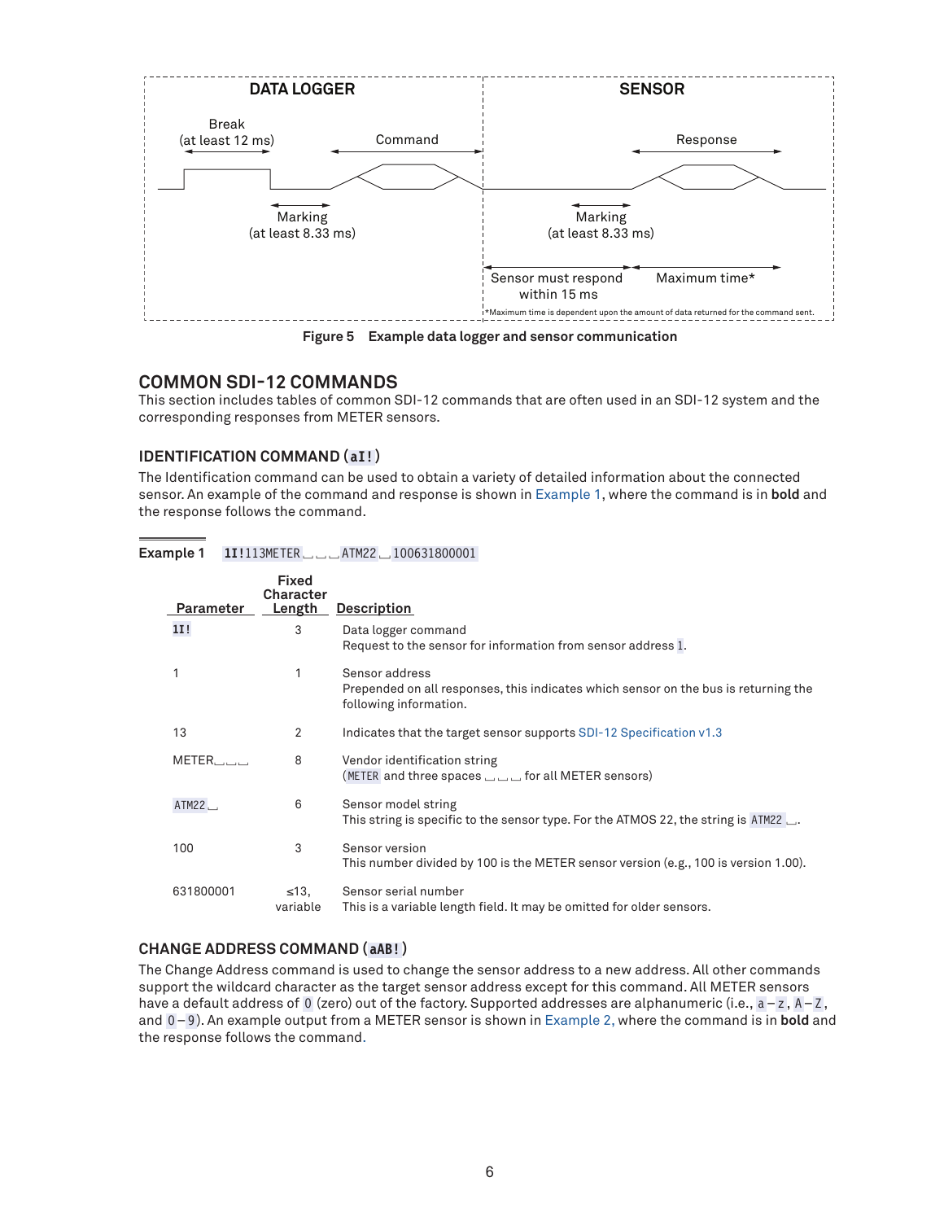DATA LOGGER

SENSOR

Break (at least 12 ms)

Command

Response

Marking (at least 8.33 ms)

Marking (at least 8.33 ms)

Sensor must respond within 15 ms

Maximum time*

*Maximum time is dependent upon the amount of data returned for the command sent.

**Figure 5 Example data logger and sensor communication**

## COMMON SDI-12 COMMANDS

This section includes tables of common SDI-12 commands that are often used in an SDI-12 system and the corresponding responses from METER sensors.

### IDENTIFICATION COMMAND (aI!)

The Identification command can be used to obtain a variety of detailed information about the connected sensor. An example of the command and response is shown in Example 1, where the command is in **bold** and the response follows the command.

**Example 1** `**1I!**113METER␣␣␣ATM22␣100631800001`

| Parameter | Fixed Character Length | Description |
|---|---|---|
| **1I!** | 3 | Data logger command<br>Request to the sensor for information from sensor address 1. |
| 1 | 1 | Sensor address<br>Prepended on all responses, this indicates which sensor on the bus is returning the following information. |
| 13 | 2 | Indicates that the target sensor supports SDI-12 Specification v1.3 |
| METER␣␣␣ | 8 | Vendor identification string<br>(METER and three spaces ␣␣␣ for all METER sensors) |
| ATM22␣ | 6 | Sensor model string<br>This string is specific to the sensor type. For the ATMOS 22, the string is ATM22␣. |
| 100 | 3 | Sensor version<br>This number divided by 100 is the METER sensor version (e.g., 100 is version 1.00). |
| 631800001 | ≤13, variable | Sensor serial number<br>This is a variable length field. It may be omitted for older sensors. |

### CHANGE ADDRESS COMMAND (aAB!)

The Change Address command is used to change the sensor address to a new address. All other commands support the wildcard character as the target sensor address except for this command. All METER sensors have a default address of 0 (zero) out of the factory. Supported addresses are alphanumeric (i.e., a–z, A–Z, and 0–9). An example output from a METER sensor is shown in Example 2, where the command is in **bold** and the response follows the command.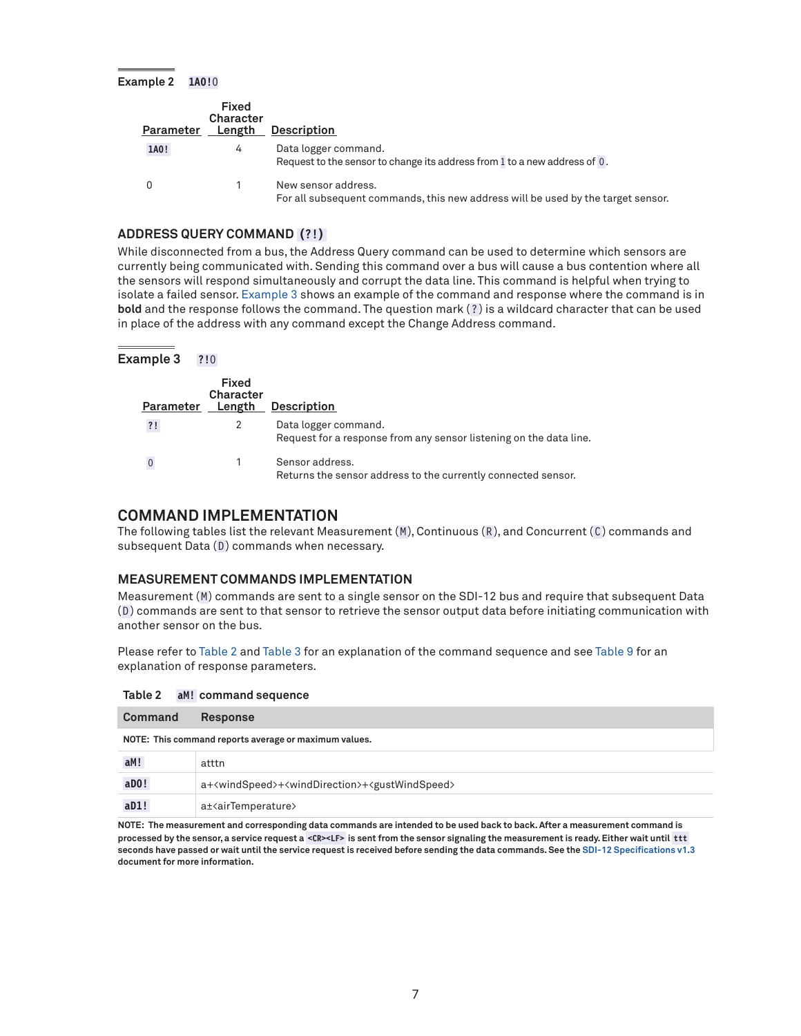**Example 2** `1A0!`0

| Parameter | Fixed Character Length | Description |
|---|---|---|
| `1A0!` | 4 | Data logger command.<br>Request to the sensor to change its address from `1` to a new address of `0`. |
| 0 | 1 | New sensor address.<br>For all subsequent commands, this new address will be used by the target sensor. |

### ADDRESS QUERY COMMAND (`?!`)

While disconnected from a bus, the Address Query command can be used to determine which sensors are currently being communicated with. Sending this command over a bus will cause a bus contention where all the sensors will respond simultaneously and corrupt the data line. This command is helpful when trying to isolate a failed sensor. Example 3 shows an example of the command and response where the command is in **bold** and the response follows the command. The question mark (`?`) is a wildcard character that can be used in place of the address with any command except the Change Address command.

**Example 3** `?!`0

| Parameter | Fixed Character Length | Description |
|---|---|---|
| `?!` | 2 | Data logger command.<br>Request for a response from any sensor listening on the data line. |
| `0` | 1 | Sensor address.<br>Returns the sensor address to the currently connected sensor. |

## COMMAND IMPLEMENTATION

The following tables list the relevant Measurement (`M`), Continuous (`R`), and Concurrent (`C`) commands and subsequent Data (`D`) commands when necessary.

### MEASUREMENT COMMANDS IMPLEMENTATION

Measurement (`M`) commands are sent to a single sensor on the SDI-12 bus and require that subsequent Data (`D`) commands are sent to that sensor to retrieve the sensor output data before initiating communication with another sensor on the bus.

Please refer to Table 2 and Table 3 for an explanation of the command sequence and see Table 9 for an explanation of response parameters.

**Table 2** `aM!` **command sequence**

| Command | Response |
|---|---|
| **NOTE: This command reports average or maximum values.** | |
| `aM!` | atttn |
| `aD0!` | a+<windSpeed>+<windDirection>+<gustWindSpeed> |
| `aD1!` | a±<airTemperature> |

**NOTE: The measurement and corresponding data commands are intended to be used back to back. After a measurement command is processed by the sensor, a service request a `<CR><LF>` is sent from the sensor signaling the measurement is ready. Either wait until `ttt` seconds have passed or wait until the service request is received before sending the data commands. See the SDI-12 Specifications v1.3 document for more information.**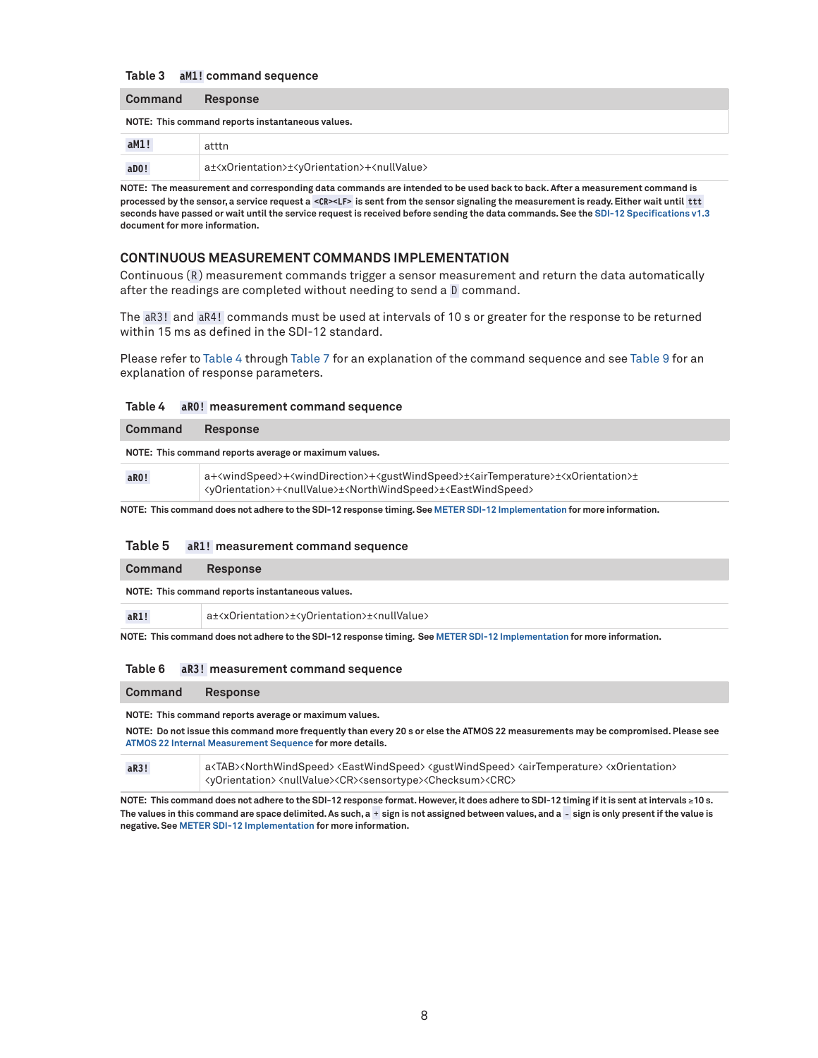Table 3 `aM1!` command sequence

| Command | Response |
|---|---|
| NOTE: This command reports instantaneous values. | |
| `aM1!` | atttn |
| `aD0!` | a±<xOrientation>±<yOrientation>+<nullValue> |

NOTE: The measurement and corresponding data commands are intended to be used back to back. After a measurement command is processed by the sensor, a service request a `<CR><LF>` is sent from the sensor signaling the measurement is ready. Either wait until `ttt` seconds have passed or wait until the service request is received before sending the data commands. See the SDI-12 Specifications v1.3 document for more information.

## CONTINUOUS MEASUREMENT COMMANDS IMPLEMENTATION

Continuous (`R`) measurement commands trigger a sensor measurement and return the data automatically after the readings are completed without needing to send a `D` command.

The `aR3!` and `aR4!` commands must be used at intervals of 10 s or greater for the response to be returned within 15 ms as defined in the SDI-12 standard.

Please refer to Table 4 through Table 7 for an explanation of the command sequence and see Table 9 for an explanation of response parameters.

Table 4 `aR0!` measurement command sequence

| Command | Response |
|---|---|
| NOTE: This command reports average or maximum values. | |
| `aR0!` | a+<windSpeed>+<windDirection>+<gustWindSpeed>±<airTemperature>±<xOrientation>±<yOrientation>+<nullValue>±<NorthWindSpeed>±<EastWindSpeed> |

NOTE: This command does not adhere to the SDI-12 response timing. See METER SDI-12 Implementation for more information.

Table 5 `aR1!` measurement command sequence

| Command | Response |
|---|---|
| NOTE: This command reports instantaneous values. | |
| `aR1!` | a±<xOrientation>±<yOrientation>±<nullValue> |

NOTE: This command does not adhere to the SDI-12 response timing. See METER SDI-12 Implementation for more information.

Table 6 `aR3!` measurement command sequence

| Command | Response |
|---|---|
| NOTE: This command reports average or maximum values. NOTE: Do not issue this command more frequently than every 20 s or else the ATMOS 22 measurements may be compromised. Please see ATMOS 22 Internal Measurement Sequence for more details. | |
| `aR3!` | a<TAB><NorthWindSpeed> <EastWindSpeed> <gustWindSpeed> <airTemperature> <xOrientation> <yOrientation> <nullValue><CR><sensortype><Checksum><CRC> |

NOTE: This command does not adhere to the SDI-12 response format. However, it does adhere to SDI-12 timing if it is sent at intervals ≥10 s. The values in this command are space delimited. As such, a `+` sign is not assigned between values, and a `-` sign is only present if the value is negative. See METER SDI-12 Implementation for more information.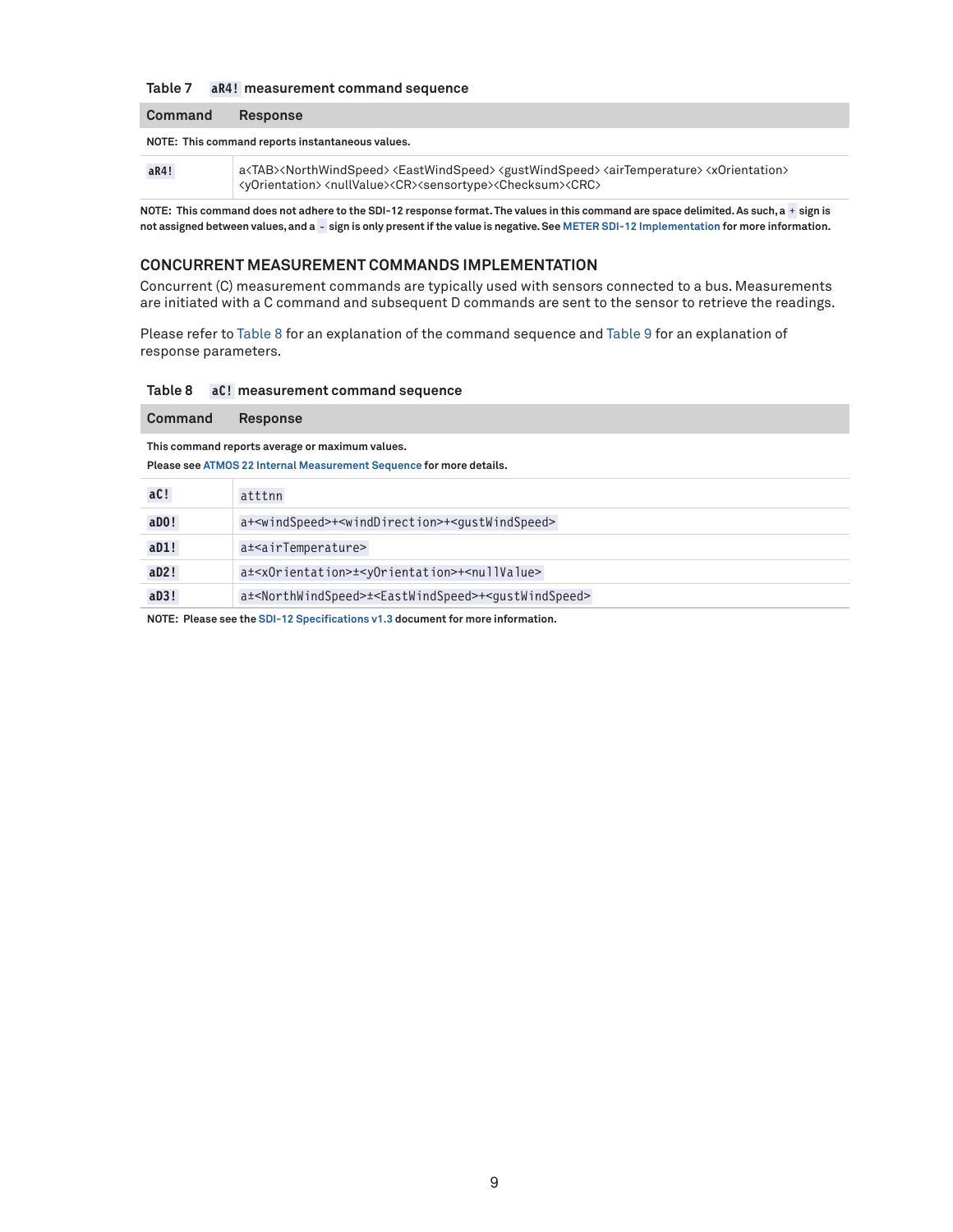Table 7 `aR4!` measurement command sequence

| Command | Response |
|---|---|
| **NOTE: This command reports instantaneous values.** | |
| `aR4!` | a<TAB><NorthWindSped> <EastWindSpeed> <gustWindSpeed> <airTemperature> <xOrientation> <yOrientation> <nullValue><CR><sensortype><Checksum><CRC> |

**NOTE: This command does not adhere to the SDI-12 response format. The values in this command are space delimited. As such, a `+` sign is not assigned between values, and a `-` sign is only present if the value is negative. See METER SDI-12 Implementation for more information.**

## CONCURRENT MEASUREMENT COMMANDS IMPLEMENTATION

Concurrent (C) measurement commands are typically used with sensors connected to a bus. Measurements are initiated with a C command and subsequent D commands are sent to the sensor to retrieve the readings.

Please refer to Table 8 for an explanation of the command sequence and Table 9 for an explanation of response parameters.

Table 8 `aC!` measurement command sequence

| Command | Response |
|---|---|
| **This command reports average or maximum values. Please see ATMOS 22 Internal Measurement Sequence for more details.** | |
| `aC!` | `atttnn` |
| `aD0!` | `a+<windSpeed>+<windDirection>+<gustWindSpeed>` |
| `aD1!` | `a±<airTemperature>` |
| `aD2!` | `a±<xOrientation>±<yOrientation>+<nullValue>` |
| `aD3!` | `a±<NorthWindSpeed>±<EastWindSpeed>+<gustWindSpeed>` |

**NOTE: Please see the SDI-12 Specifications v1.3 document for more information.**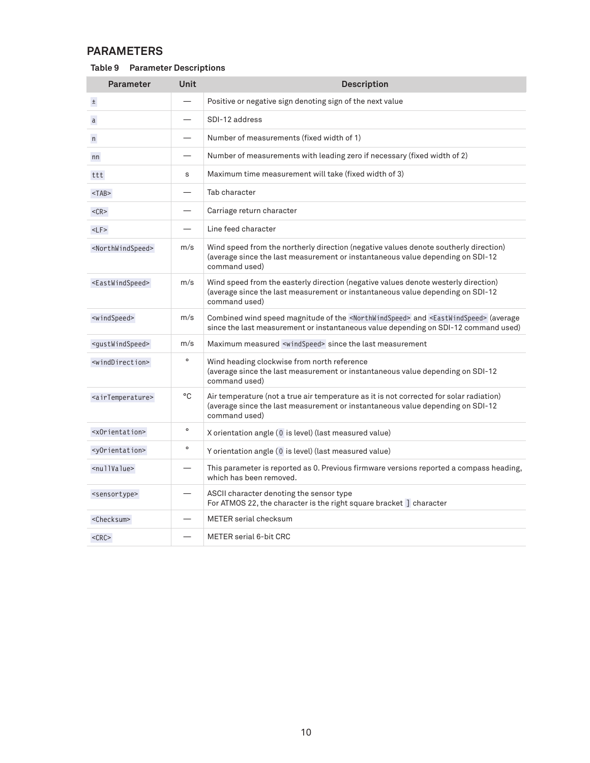## PARAMETERS

**Table 9 Parameter Descriptions**

| Parameter | Unit | Description |
|---|---|---|
| `±` | — | Positive or negative sign denoting sign of the next value |
| `a` | — | SDI-12 address |
| `n` | — | Number of measurements (fixed width of 1) |
| `nn` | — | Number of measurements with leading zero if necessary (fixed width of 2) |
| `ttt` | s | Maximum time measurement will take (fixed width of 3) |
| `<TAB>` | — | Tab character |
| `<CR>` | — | Carriage return character |
| `<LF>` | — | Line feed character |
| `<NorthWindSpeed>` | m/s | Wind speed from the northerly direction (negative values denote southerly direction) (average since the last measurement or instantaneous value depending on SDI-12 command used) |
| `<EastWindSpeed>` | m/s | Wind speed from the easterly direction (negative values denote westerly direction) (average since the last measurement or instantaneous value depending on SDI-12 command used) |
| `<windSpeed>` | m/s | Combined wind speed magnitude of the `<NorthWindSpeed>` and `<EastWindSpeed>` (average since the last measurement or instantaneous value depending on SDI-12 command used) |
| `<gustWindSpeed>` | m/s | Maximum measured `<windSpeed>` since the last measurement |
| `<windDirection>` | ° | Wind heading clockwise from north reference (average since the last measurement or instantaneous value depending on SDI-12 command used) |
| `<airTemperature>` | °C | Air temperature (not a true air temperature as it is not corrected for solar radiation) (average since the last measurement or instantaneous value depending on SDI-12 command used) |
| `<xOrientation>` | ° | X orientation angle (`0` is level) (last measured value) |
| `<yOrientation>` | ° | Y orientation angle (`0` is level) (last measured value) |
| `<nullValue>` | — | This parameter is reported as 0. Previous firmware versions reported a compass heading, which has been removed. |
| `<sensortype>` | — | ASCII character denoting the sensor type<br>For ATMOS 22, the character is the right square bracket `]` character |
| `<Checksum>` | — | METER serial checksum |
| `<CRC>` | — | METER serial 6-bit CRC |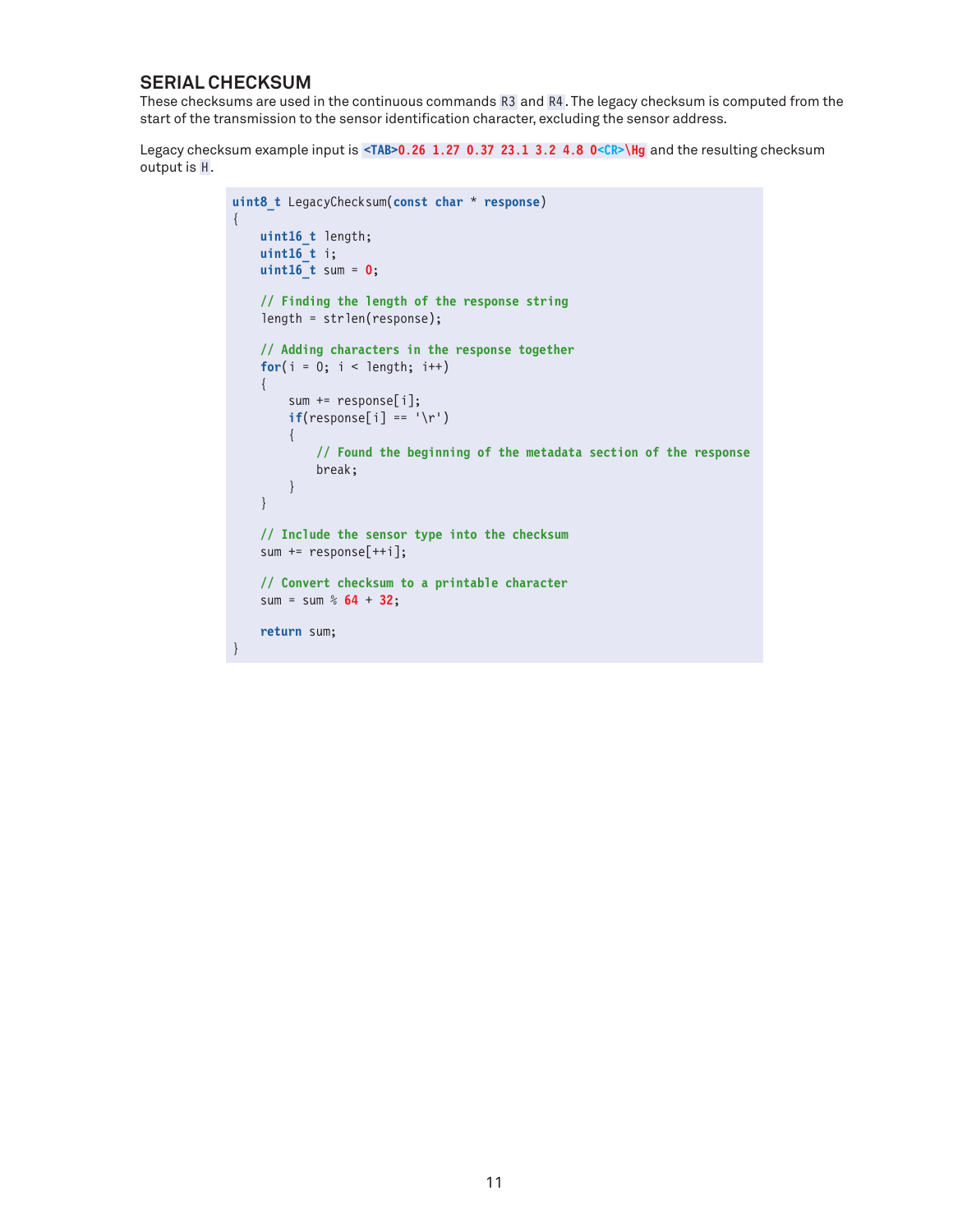## SERIAL CHECKSUM

These checksums are used in the continuous commands `R3` and `R4`. The legacy checksum is computed from the start of the transmission to the sensor identification character, excluding the sensor address.

Legacy checksum example input is `<TAB>0.26 1.27 0.37 23.1 3.2 4.8 0<CR>\Hg` and the resulting checksum output is `H`.

```
uint8_t LegacyChecksum(const char * response)
{
    uint16_t length;
    uint16_t i;
    uint16_t sum = 0;

    // Finding the length of the response string
    length = strlen(response);

    // Adding characters in the response together
    for(i = 0; i < length; i++)
    {
        sum += response[i];
        if(response[i] == '\r')
        {
            // Found the beginning of the metadata section of the response
            break;
        }
    }

    // Include the sensor type into the checksum
    sum += response[++i];

    // Convert checksum to a printable character
    sum = sum % 64 + 32;

    return sum;
}
```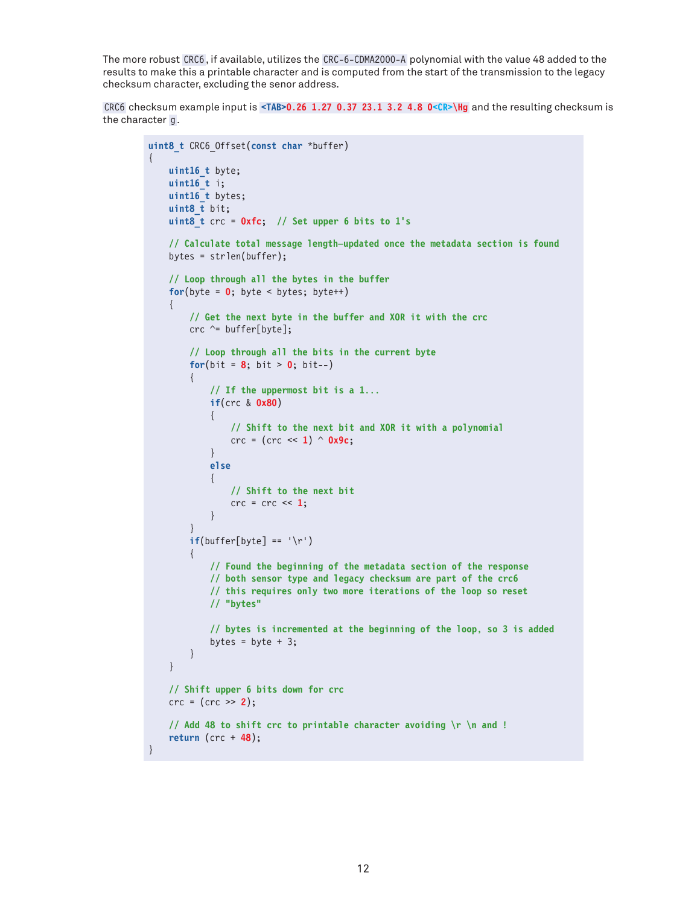The more robust `CRC6`, if available, utilizes the `CRC-6-CDMA2000-A` polynomial with the value 48 added to the results to make this a printable character and is computed from the start of the transmission to the legacy checksum character, excluding the senor address.

`CRC6` checksum example input is `<TAB>0.26 1.27 0.37 23.1 3.2 4.8 0<CR>\Hg` and the resulting checksum is the character `g`.

```
uint8_t CRC6_Offset(const char *buffer)
{
    uint16_t byte;
    uint16_t i;
    uint16_t bytes;
    uint8_t bit;
    uint8_t crc = 0xfc;  // Set upper 6 bits to 1's

    // Calculate total message length—updated once the metadata section is found
    bytes = strlen(buffer);

    // Loop through all the bytes in the buffer
    for(byte = 0; byte < bytes; byte++)
    {
        // Get the next byte in the buffer and XOR it with the crc
        crc ^= buffer[byte];

        // Loop through all the bits in the current byte
        for(bit = 8; bit > 0; bit--)
        {
            // If the uppermost bit is a 1...
            if(crc & 0x80)
            {
                // Shift to the next bit and XOR it with a polynomial
                crc = (crc << 1) ^ 0x9c;
            }
            else
            {
                // Shift to the next bit
                crc = crc << 1;
            }
        }
        if(buffer[byte] == '\r')
        {
            // Found the beginning of the metadata section of the response
            // both sensor type and legacy checksum are part of the crc6
            // this requires only two more iterations of the loop so reset
            // "bytes"

            // bytes is incremented at the beginning of the loop, so 3 is added
            bytes = byte + 3;
        }
    }

    // Shift upper 6 bits down for crc
    crc = (crc >> 2);

    // Add 48 to shift crc to printable character avoiding \r \n and !
    return (crc + 48);
}
```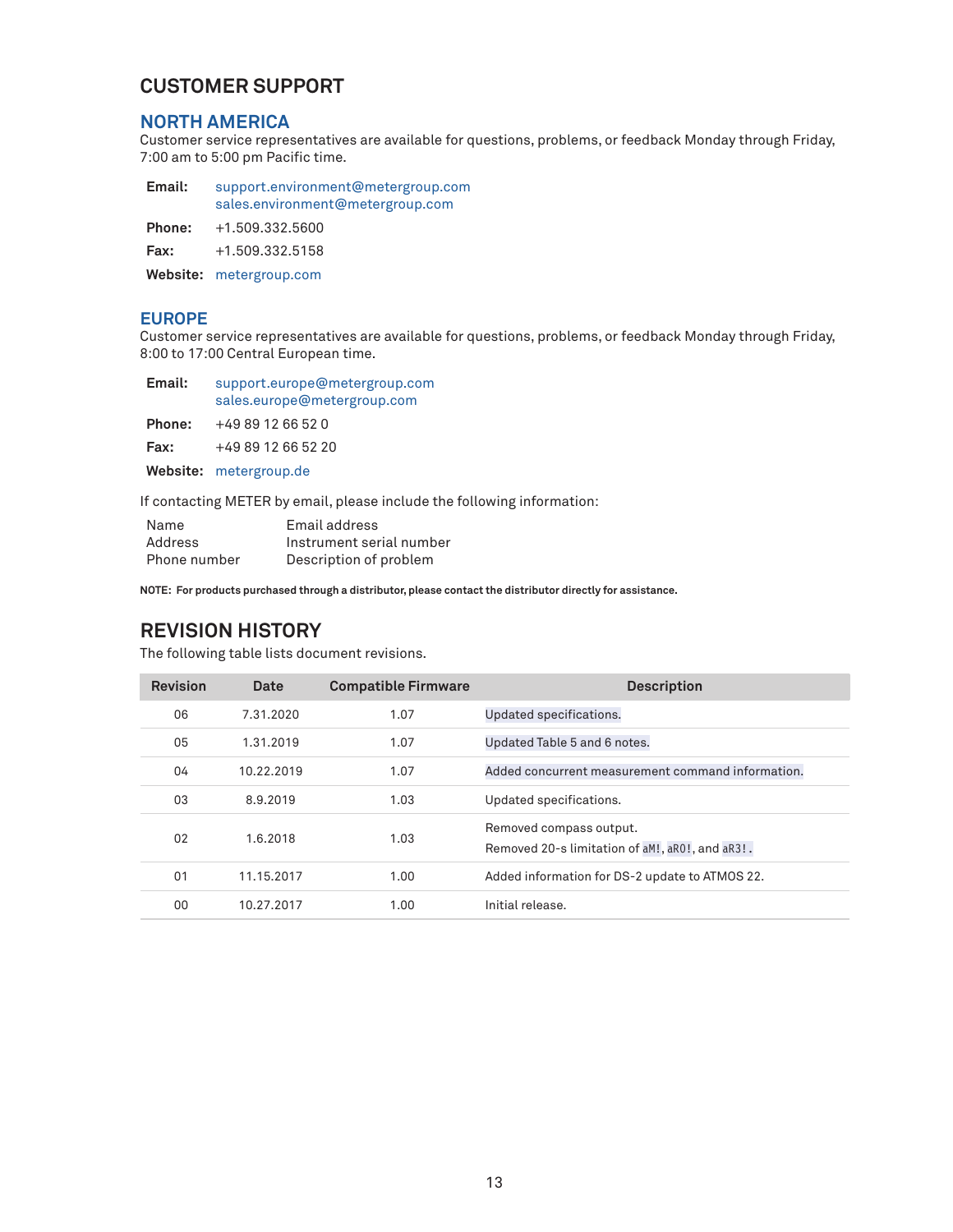# CUSTOMER SUPPORT

## NORTH AMERICA

Customer service representatives are available for questions, problems, or feedback Monday through Friday, 7:00 am to 5:00 pm Pacific time.

| | |
|---|---|
| **Email:** | support.environment@metergroup.com<br>sales.environment@metergroup.com |
| **Phone:** | +1.509.332.5600 |
| **Fax:** | +1.509.332.5158 |
| **Website:** | metergroup.com |

## EUROPE

Customer service representatives are available for questions, problems, or feedback Monday through Friday, 8:00 to 17:00 Central European time.

| | |
|---|---|
| **Email:** | support.europe@metergroup.com<br>sales.europe@metergroup.com |
| **Phone:** | +49 89 12 66 52 0 |
| **Fax:** | +49 89 12 66 52 20 |
| **Website:** | metergroup.de |

If contacting METER by email, please include the following information:

| | |
|---|---|
| Name | Email address |
| Address | Instrument serial number |
| Phone number | Description of problem |

**NOTE: For products purchased through a distributor, please contact the distributor directly for assistance.**

# REVISION HISTORY

The following table lists document revisions.

| Revision | Date | Compatible Firmware | Description |
|---|---|---|---|
| 06 | 7.31.2020 | 1.07 | Updated specifications. |
| 05 | 1.31.2019 | 1.07 | Updated Table 5 and 6 notes. |
| 04 | 10.22.2019 | 1.07 | Added concurrent measurement command information. |
| 03 | 8.9.2019 | 1.03 | Updated specifications. |
| 02 | 1.6.2018 | 1.03 | Removed compass output.<br>Removed 20-s limitation of `aM!`, `aR0!`, and `aR3!`. |
| 01 | 11.15.2017 | 1.00 | Added information for DS-2 update to ATMOS 22. |
| 00 | 10.27.2017 | 1.00 | Initial release. |